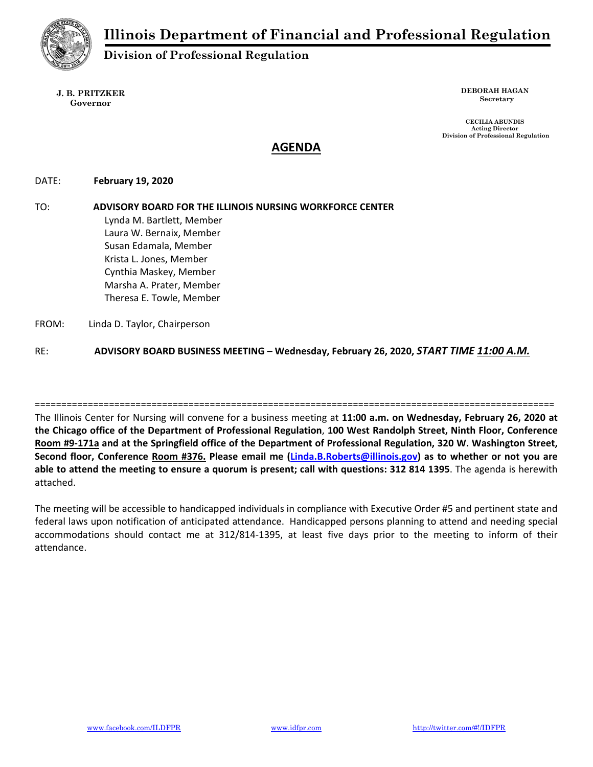# Illinois Department of Financial and Professional Regulation

## Division of Professional Regulation

**J. B. PRITZKER**
**Governor**

**DEBORAH HAGAN**
**Secretary**

**CECILIA ABUNDIS**
**Acting Director**
**Division of Professional Regulation**

## AGENDA

DATE: **February 19, 2020**

TO: **ADVISORY BOARD FOR THE ILLINOIS NURSING WORKFORCE CENTER**
Lynda M. Bartlett, Member
Laura W. Bernaix, Member
Susan Edamala, Member
Krista L. Jones, Member
Cynthia Maskey, Member
Marsha A. Prater, Member
Theresa E. Towle, Member

FROM: Linda D. Taylor, Chairperson

RE: **ADVISORY BOARD BUSINESS MEETING – Wednesday, February 26, 2020, *START TIME 11:00 A.M.***

==================================================================================================

The Illinois Center for Nursing will convene for a business meeting at **11:00 a.m. on Wednesday, February 26, 2020 at the Chicago office of the Department of Professional Regulation**, **100 West Randolph Street, Ninth Floor, Conference Room #9-171a and at the Springfield office of the Department of Professional Regulation, 320 W. Washington Street, Second floor, Conference Room #376. Please email me (Linda.B.Roberts@illinois.gov) as to whether or not you are able to attend the meeting to ensure a quorum is present; call with questions: 312 814 1395**. The agenda is herewith attached.

The meeting will be accessible to handicapped individuals in compliance with Executive Order #5 and pertinent state and federal laws upon notification of anticipated attendance. Handicapped persons planning to attend and needing special accommodations should contact me at 312/814-1395, at least five days prior to the meeting to inform of their attendance.

www.facebook.com/ILDFPR www.idfpr.com http://twitter.com/#!/IDFPR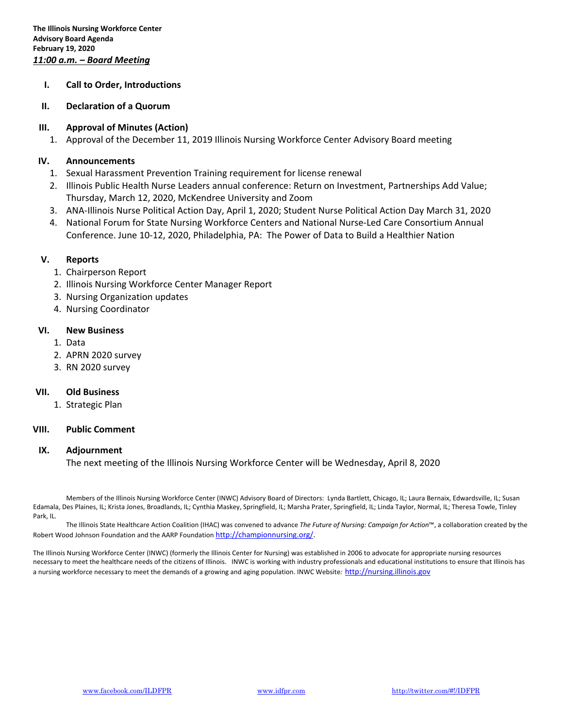**The Illinois Nursing Workforce Center**
**Advisory Board Agenda**
**February 19, 2020**
***11:00 a.m. – Board Meeting***

**I. Call to Order, Introductions**

**II. Declaration of a Quorum**

**III. Approval of Minutes (Action)**

1. Approval of the December 11, 2019 Illinois Nursing Workforce Center Advisory Board meeting

**IV. Announcements**

1. Sexual Harassment Prevention Training requirement for license renewal
2. Illinois Public Health Nurse Leaders annual conference: Return on Investment, Partnerships Add Value; Thursday, March 12, 2020, McKendree University and Zoom
3. ANA-Illinois Nurse Political Action Day, April 1, 2020; Student Nurse Political Action Day March 31, 2020
4. National Forum for State Nursing Workforce Centers and National Nurse-Led Care Consortium Annual Conference. June 10-12, 2020, Philadelphia, PA: The Power of Data to Build a Healthier Nation

**V. Reports**

1. Chairperson Report
2. Illinois Nursing Workforce Center Manager Report
3. Nursing Organization updates
4. Nursing Coordinator

**VI. New Business**

1. Data
2. APRN 2020 survey
3. RN 2020 survey

**VII. Old Business**

1. Strategic Plan

**VIII. Public Comment**

**IX. Adjournment**

The next meeting of the Illinois Nursing Workforce Center will be Wednesday, April 8, 2020

Members of the Illinois Nursing Workforce Center (INWC) Advisory Board of Directors: Lynda Bartlett, Chicago, IL; Laura Bernaix, Edwardsville, IL; Susan Edamala, Des Plaines, IL; Krista Jones, Broadlands, IL; Cynthia Maskey, Springfield, IL; Marsha Prater, Springfield, IL; Linda Taylor, Normal, IL; Theresa Towle, Tinley Park, IL.

The Illinois State Healthcare Action Coalition (IHAC) was convened to advance *The Future of Nursing: Campaign for Action*™, a collaboration created by the Robert Wood Johnson Foundation and the AARP Foundation http://championnursing.org/.

The Illinois Nursing Workforce Center (INWC) (formerly the Illinois Center for Nursing) was established in 2006 to advocate for appropriate nursing resources necessary to meet the healthcare needs of the citizens of Illinois. INWC is working with industry professionals and educational institutions to ensure that Illinois has a nursing workforce necessary to meet the demands of a growing and aging population. INWC Website: http://nursing.illinois.gov

www.facebook.com/ILDFPR www.idfpr.com http://twitter.com/#!/IDFPR